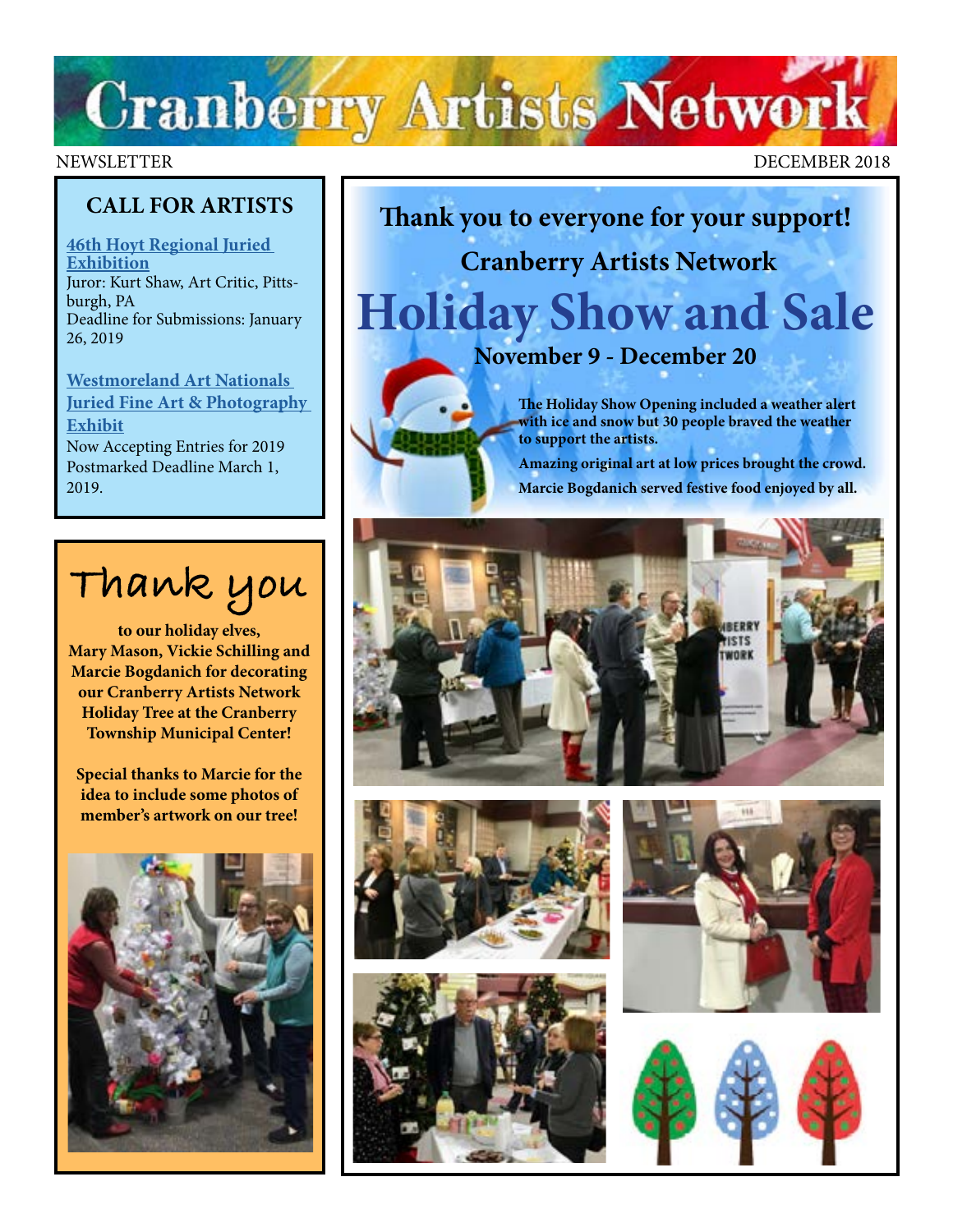# Cranberry Artists Network

NEWSLETTER

DECEMBER 2018

## CALL FOR ARTISTS

**46th Hoyt Regional Juried Exhibition**
Juror: Kurt Shaw, Art Critic, Pittsburgh, PA
Deadline for Submissions: January 26, 2019

**Westmoreland Art Nationals Juried Fine Art & Photography Exhibit**
Now Accepting Entries for 2019
Postmarked Deadline March 1, 2019.

## Thank you

**to our holiday elves, Mary Mason, Vickie Schilling and Marcie Bogdanich for decorating our Cranberry Artists Network Holiday Tree at the Cranberry Township Municipal Center!**

**Special thanks to Marcie for the idea to include some photos of member's artwork on our tree!**

## Thank you to everyone for your support!

### Cranberry Artists Network

# Holiday Show and Sale

### November 9 - December 20

**The Holiday Show Opening included a weather alert with ice and snow but 30 people braved the weather to support the artists.**

**Amazing original art at low prices brought the crowd.**

**Marcie Bogdanich served festive food enjoyed by all.**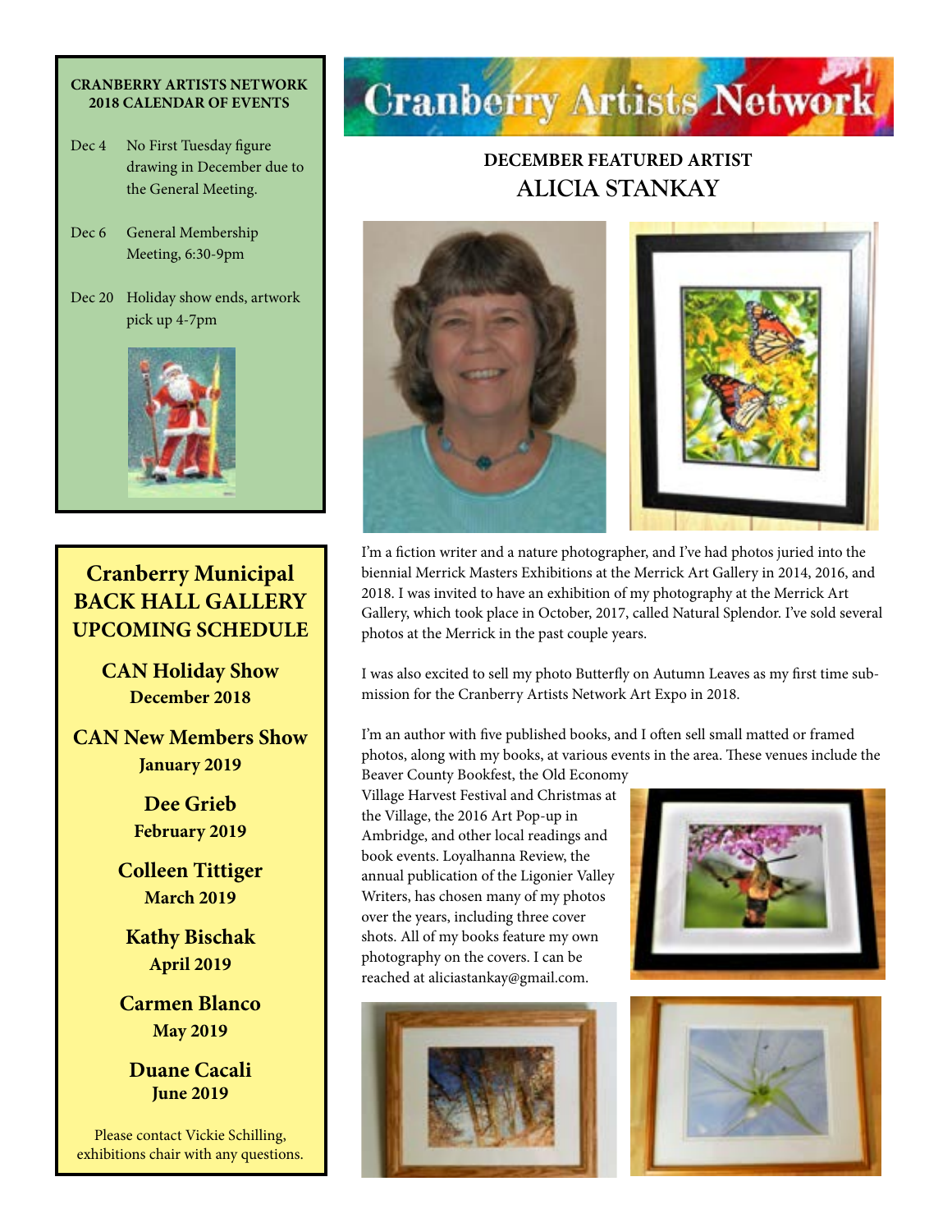**CRANBERRY ARTISTS NETWORK 2018 CALENDAR OF EVENTS**

- Dec 4 — No First Tuesday figure drawing in December due to the General Meeting.
- Dec 6 — General Membership Meeting, 6:30-9pm
- Dec 20 — Holiday show ends, artwork pick up 4-7pm

## Cranberry Municipal BACK HALL GALLERY UPCOMING SCHEDULE

**CAN Holiday Show**
**December 2018**

**CAN New Members Show**
**January 2019**

**Dee Grieb**
**February 2019**

**Colleen Tittiger**
**March 2019**

**Kathy Bischak**
**April 2019**

**Carmen Blanco**
**May 2019**

**Duane Cacali**
**June 2019**

Please contact Vickie Schilling, exhibitions chair with any questions.

# Cranberry Artists Network

## DECEMBER FEATURED ARTIST
## ALICIA STANKAY

I'm a fiction writer and a nature photographer, and I've had photos juried into the biennial Merrick Masters Exhibitions at the Merrick Art Gallery in 2014, 2016, and 2018. I was invited to have an exhibition of my photography at the Merrick Art Gallery, which took place in October, 2017, called Natural Splendor. I've sold several photos at the Merrick in the past couple years.

I was also excited to sell my photo Butterfly on Autumn Leaves as my first time submission for the Cranberry Artists Network Art Expo in 2018.

I'm an author with five published books, and I often sell small matted or framed photos, along with my books, at various events in the area. These venues include the Beaver County Bookfest, the Old Economy Village Harvest Festival and Christmas at the Village, the 2016 Art Pop-up in Ambridge, and other local readings and book events. Loyalhanna Review, the annual publication of the Ligonier Valley Writers, has chosen many of my photos over the years, including three cover shots. All of my books feature my own photography on the covers. I can be reached at aliciastankay@gmail.com.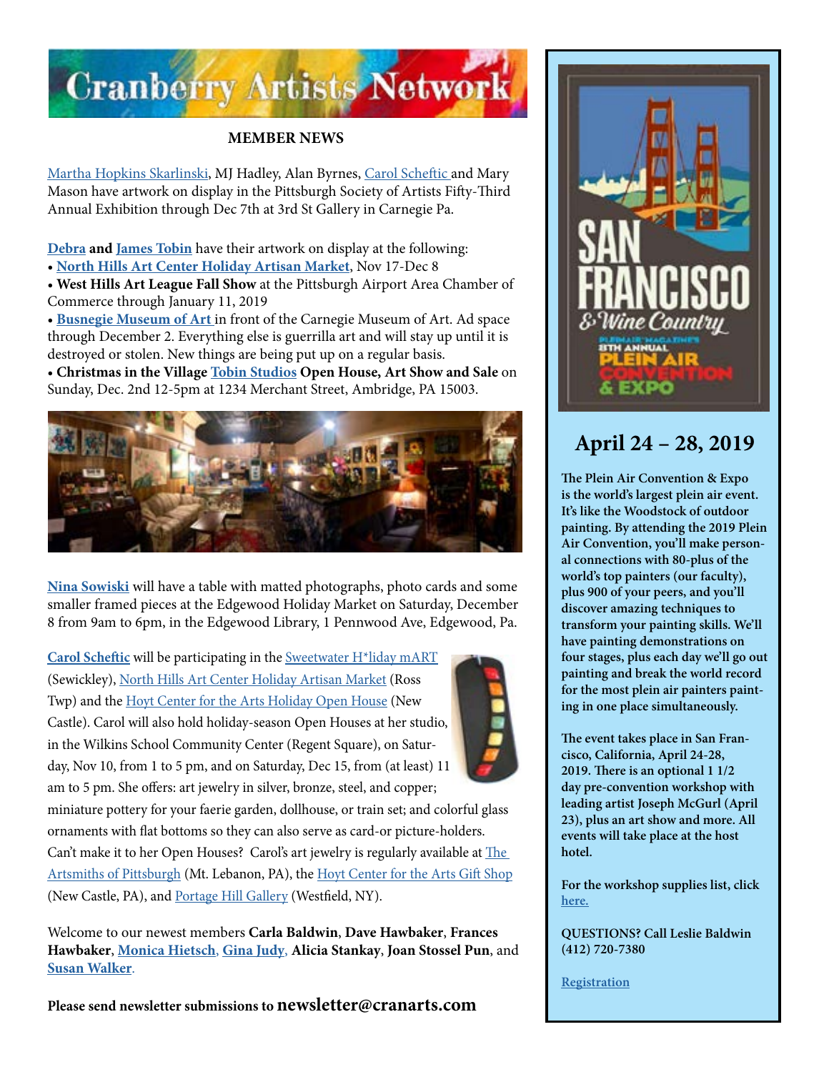# Cranberry Artists Network

**MEMBER NEWS**

Martha Hopkins Skarlinski, MJ Hadley, Alan Byrnes, Carol Scheftic and Mary Mason have artwork on display in the Pittsburgh Society of Artists Fifty-Third Annual Exhibition through Dec 7th at 3rd St Gallery in Carnegie Pa.

**Debra and James Tobin** have their artwork on display at the following:

- **North Hills Art Center Holiday Artisan Market**, Nov 17-Dec 8
- **West Hills Art League Fall Show** at the Pittsburgh Airport Area Chamber of Commerce through January 11, 2019
- **Busnegie Museum of Art** in front of the Carnegie Museum of Art. Ad space through December 2. Everything else is guerrilla art and will stay up until it is destroyed or stolen. New things are being put up on a regular basis.
- **Christmas in the Village Tobin Studios Open House, Art Show and Sale** on Sunday, Dec. 2nd 12-5pm at 1234 Merchant Street, Ambridge, PA 15003.

**Nina Sowiski** will have a table with matted photographs, photo cards and some smaller framed pieces at the Edgewood Holiday Market on Saturday, December 8 from 9am to 6pm, in the Edgewood Library, 1 Pennwood Ave, Edgewood, Pa.

**Carol Scheftic** will be participating in the Sweetwater H*liday mART (Sewickley), North Hills Art Center Holiday Artisan Market (Ross Twp) and the Hoyt Center for the Arts Holiday Open House (New Castle). Carol will also hold holiday-season Open Houses at her studio, in the Wilkins School Community Center (Regent Square), on Saturday, Nov 10, from 1 to 5 pm, and on Saturday, Dec 15, from (at least) 11 am to 5 pm. She offers: art jewelry in silver, bronze, steel, and copper; miniature pottery for your faerie garden, dollhouse, or train set; and colorful glass ornaments with flat bottoms so they can also serve as card-or picture-holders. Can't make it to her Open Houses? Carol's art jewelry is regularly available at The Artsmiths of Pittsburgh (Mt. Lebanon, PA), the Hoyt Center for the Arts Gift Shop (New Castle, PA), and Portage Hill Gallery (Westfield, NY).

Welcome to our newest members **Carla Baldwin**, **Dave Hawbaker**, **Frances Hawbaker**, **Monica Hietsch**, **Gina Judy**, **Alicia Stankay**, **Joan Stossel Pun**, and **Susan Walker**.

**Please send newsletter submissions to newsletter@cranarts.com**

---

SAN FRANCISCO & Wine Country

PLEINAIR MAGAZINE'S 8TH ANNUAL PLEIN AIR CONVENTION & EXPO

## April 24 – 28, 2019

**The Plein Air Convention & Expo is the world's largest plein air event. It's like the Woodstock of outdoor painting. By attending the 2019 Plein Air Convention, you'll make personal connections with 80-plus of the world's top painters (our faculty), plus 900 of your peers, and you'll discover amazing techniques to transform your painting skills. We'll have painting demonstrations on four stages, plus each day we'll go out painting and break the world record for the most plein air painters painting in one place simultaneously.**

**The event takes place in San Francisco, California, April 24-28, 2019. There is an optional 1 1/2 day pre-convention workshop with leading artist Joseph McGurl (April 23), plus an art show and more. All events will take place at the host hotel.**

**For the workshop supplies list, click here.**

**QUESTIONS? Call Leslie Baldwin (412) 720-7380**

**Registration**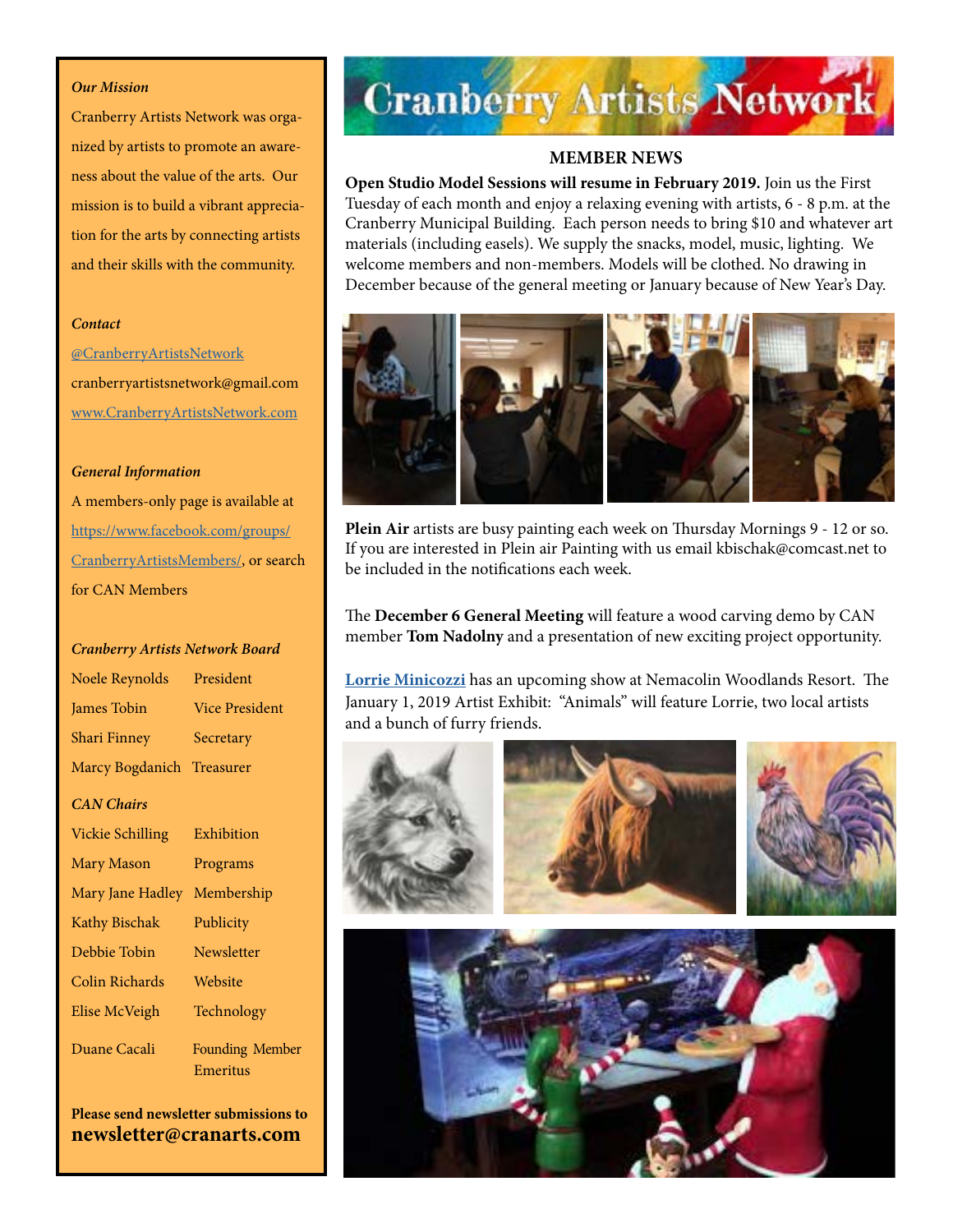# Cranberry Artists Network

## MEMBER NEWS

**Open Studio Model Sessions will resume in February 2019.** Join us the First Tuesday of each month and enjoy a relaxing evening with artists, 6 - 8 p.m. at the Cranberry Municipal Building. Each person needs to bring $10 and whatever art materials (including easels). We supply the snacks, model, music, lighting. We welcome members and non-members. Models will be clothed. No drawing in December because of the general meeting or January because of New Year's Day.

**Plein Air** artists are busy painting each week on Thursday Mornings 9 - 12 or so. If you are interested in Plein air Painting with us email kbischak@comcast.net to be included in the notifications each week.

The **December 6 General Meeting** will feature a wood carving demo by CAN member **Tom Nadolny** and a presentation of new exciting project opportunity.

**Lorrie Minicozzi** has an upcoming show at Nemacolin Woodlands Resort. The January 1, 2019 Artist Exhibit: "Animals" will feature Lorrie, two local artists and a bunch of furry friends.

---

*Our Mission*

Cranberry Artists Network was organized by artists to promote an awareness about the value of the arts. Our mission is to build a vibrant appreciation for the arts by connecting artists and their skills with the community.

*Contact*

@CranberryArtistsNetwork
cranberryartistsnetwork@gmail.com
www.CranberryArtistsNetwork.com

*General Information*

A members-only page is available at https://www.facebook.com/groups/CranberryArtistsMembers/, or search for CAN Members

*Cranberry Artists Network Board*

| | |
|---|---|
| Noele Reynolds | President |
| James Tobin | Vice President |
| Shari Finney | Secretary |
| Marcy Bogdanich | Treasurer |

*CAN Chairs*

| | |
|---|---|
| Vickie Schilling | Exhibition |
| Mary Mason | Programs |
| Mary Jane Hadley | Membership |
| Kathy Bischak | Publicity |
| Debbie Tobin | Newsletter |
| Colin Richards | Website |
| Elise McVeigh | Technology |
| Duane Cacali | Founding Member Emeritus |

**Please send newsletter submissions to**
**newsletter@cranarts.com**